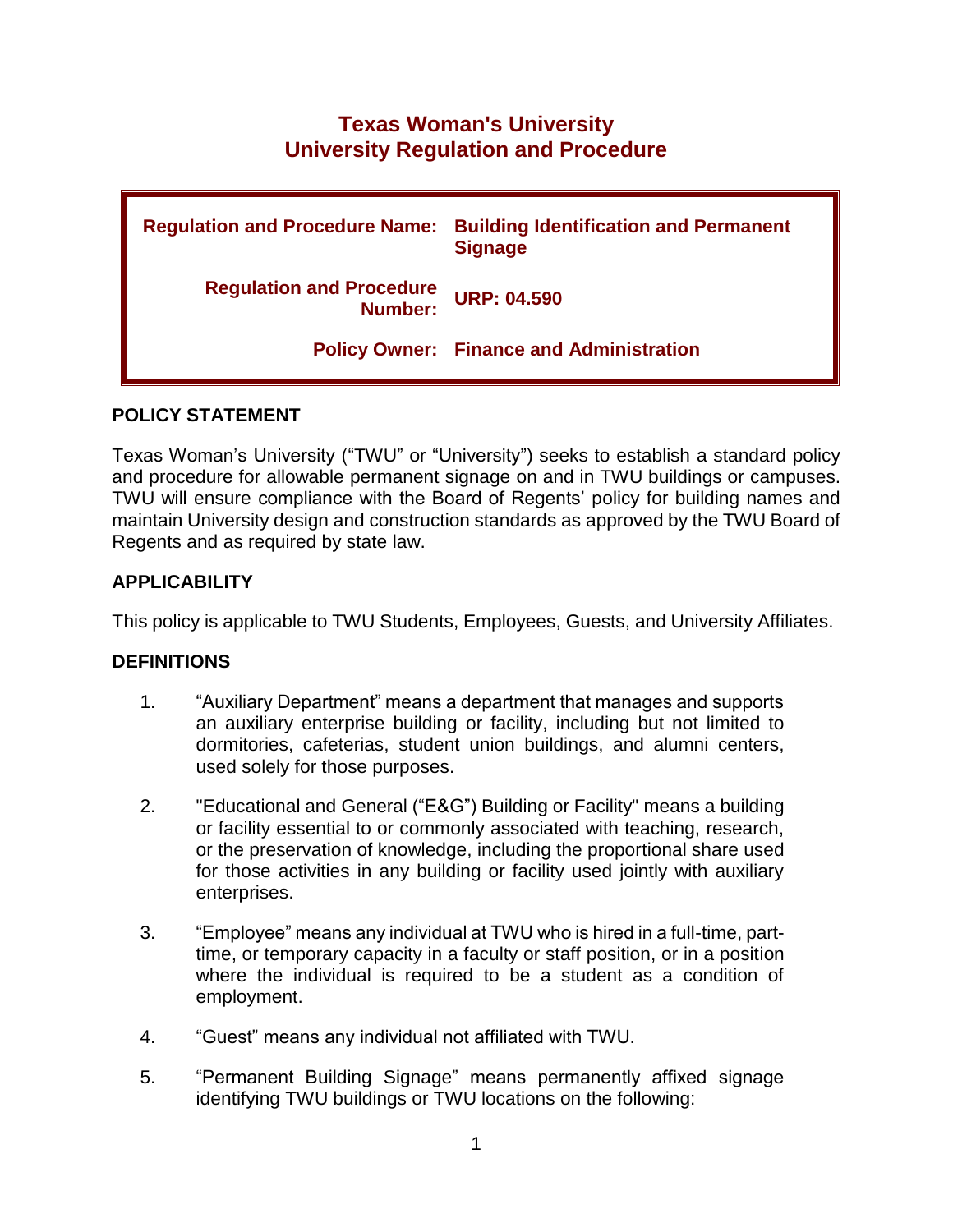# Texas Woman's University
# University Regulation and Procedure

| | |
|---|---|
| **Regulation and Procedure Name:** | **Building Identification and Permanent Signage** |
| **Regulation and Procedure Number:** | **URP: 04.590** |
| **Policy Owner:** | **Finance and Administration** |

## POLICY STATEMENT

Texas Woman's University ("TWU" or "University") seeks to establish a standard policy and procedure for allowable permanent signage on and in TWU buildings or campuses. TWU will ensure compliance with the Board of Regents' policy for building names and maintain University design and construction standards as approved by the TWU Board of Regents and as required by state law.

## APPLICABILITY

This policy is applicable to TWU Students, Employees, Guests, and University Affiliates.

## DEFINITIONS

1. "Auxiliary Department" means a department that manages and supports an auxiliary enterprise building or facility, including but not limited to dormitories, cafeterias, student union buildings, and alumni centers, used solely for those purposes.

2. "Educational and General ("E&G") Building or Facility" means a building or facility essential to or commonly associated with teaching, research, or the preservation of knowledge, including the proportional share used for those activities in any building or facility used jointly with auxiliary enterprises.

3. "Employee" means any individual at TWU who is hired in a full-time, part-time, or temporary capacity in a faculty or staff position, or in a position where the individual is required to be a student as a condition of employment.

4. "Guest" means any individual not affiliated with TWU.

5. "Permanent Building Signage" means permanently affixed signage identifying TWU buildings or TWU locations on the following: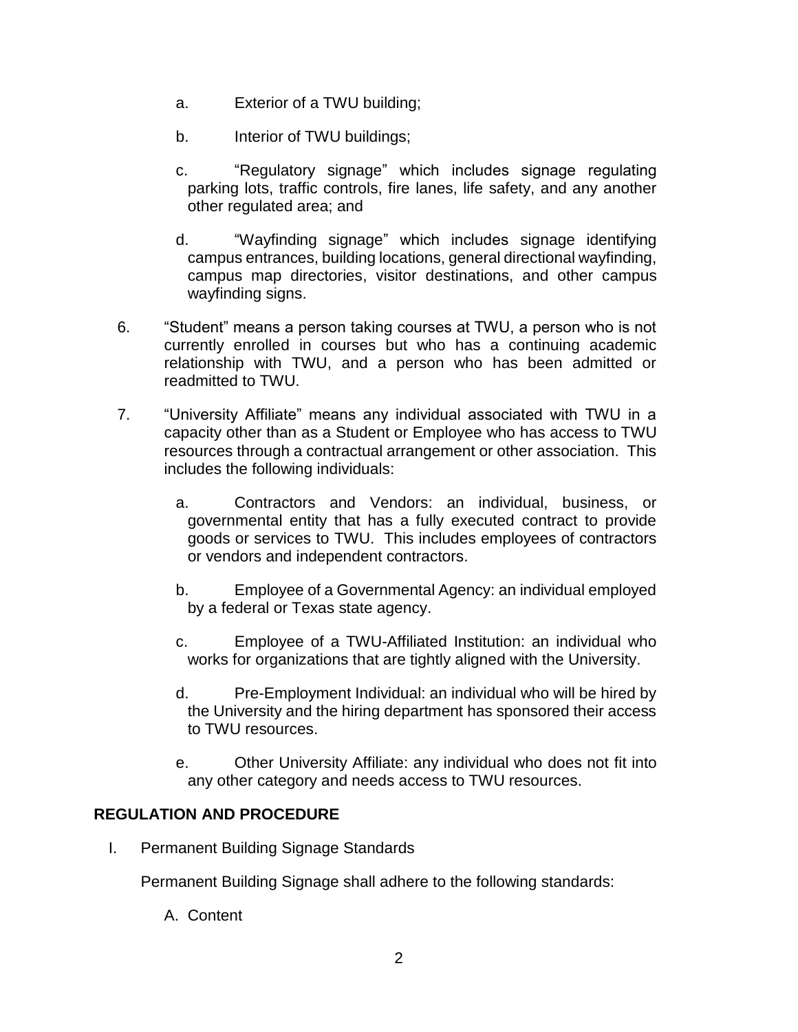a. Exterior of a TWU building;

b. Interior of TWU buildings;

c. "Regulatory signage" which includes signage regulating parking lots, traffic controls, fire lanes, life safety, and any another other regulated area; and

d. "Wayfinding signage" which includes signage identifying campus entrances, building locations, general directional wayfinding, campus map directories, visitor destinations, and other campus wayfinding signs.

6. "Student" means a person taking courses at TWU, a person who is not currently enrolled in courses but who has a continuing academic relationship with TWU, and a person who has been admitted or readmitted to TWU.

7. "University Affiliate" means any individual associated with TWU in a capacity other than as a Student or Employee who has access to TWU resources through a contractual arrangement or other association. This includes the following individuals:

   a. Contractors and Vendors: an individual, business, or governmental entity that has a fully executed contract to provide goods or services to TWU. This includes employees of contractors or vendors and independent contractors.

   b. Employee of a Governmental Agency: an individual employed by a federal or Texas state agency.

   c. Employee of a TWU-Affiliated Institution: an individual who works for organizations that are tightly aligned with the University.

   d. Pre-Employment Individual: an individual who will be hired by the University and the hiring department has sponsored their access to TWU resources.

   e. Other University Affiliate: any individual who does not fit into any other category and needs access to TWU resources.

## REGULATION AND PROCEDURE

I. Permanent Building Signage Standards

Permanent Building Signage shall adhere to the following standards:

A. Content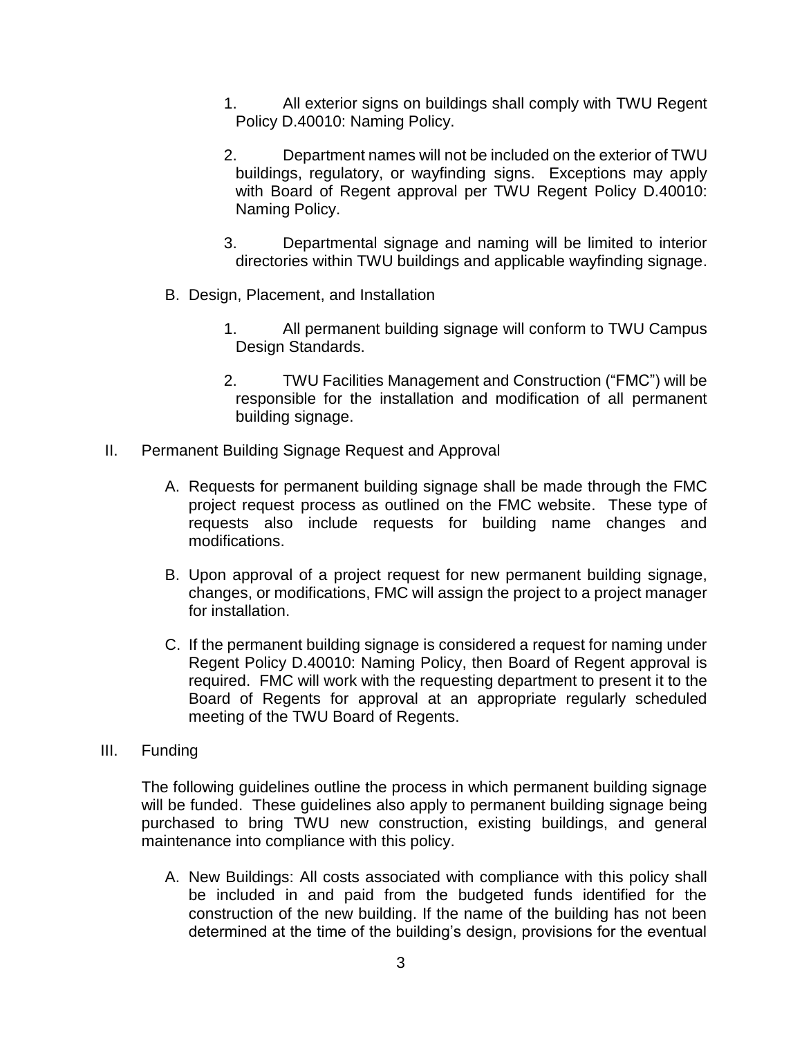1. All exterior signs on buildings shall comply with TWU Regent Policy D.40010: Naming Policy.

2. Department names will not be included on the exterior of TWU buildings, regulatory, or wayfinding signs. Exceptions may apply with Board of Regent approval per TWU Regent Policy D.40010: Naming Policy.

3. Departmental signage and naming will be limited to interior directories within TWU buildings and applicable wayfinding signage.

B. Design, Placement, and Installation

1. All permanent building signage will conform to TWU Campus Design Standards.

2. TWU Facilities Management and Construction ("FMC") will be responsible for the installation and modification of all permanent building signage.

II. Permanent Building Signage Request and Approval

A. Requests for permanent building signage shall be made through the FMC project request process as outlined on the FMC website. These type of requests also include requests for building name changes and modifications.

B. Upon approval of a project request for new permanent building signage, changes, or modifications, FMC will assign the project to a project manager for installation.

C. If the permanent building signage is considered a request for naming under Regent Policy D.40010: Naming Policy, then Board of Regent approval is required. FMC will work with the requesting department to present it to the Board of Regents for approval at an appropriate regularly scheduled meeting of the TWU Board of Regents.

III. Funding

The following guidelines outline the process in which permanent building signage will be funded. These guidelines also apply to permanent building signage being purchased to bring TWU new construction, existing buildings, and general maintenance into compliance with this policy.

A. New Buildings: All costs associated with compliance with this policy shall be included in and paid from the budgeted funds identified for the construction of the new building. If the name of the building has not been determined at the time of the building's design, provisions for the eventual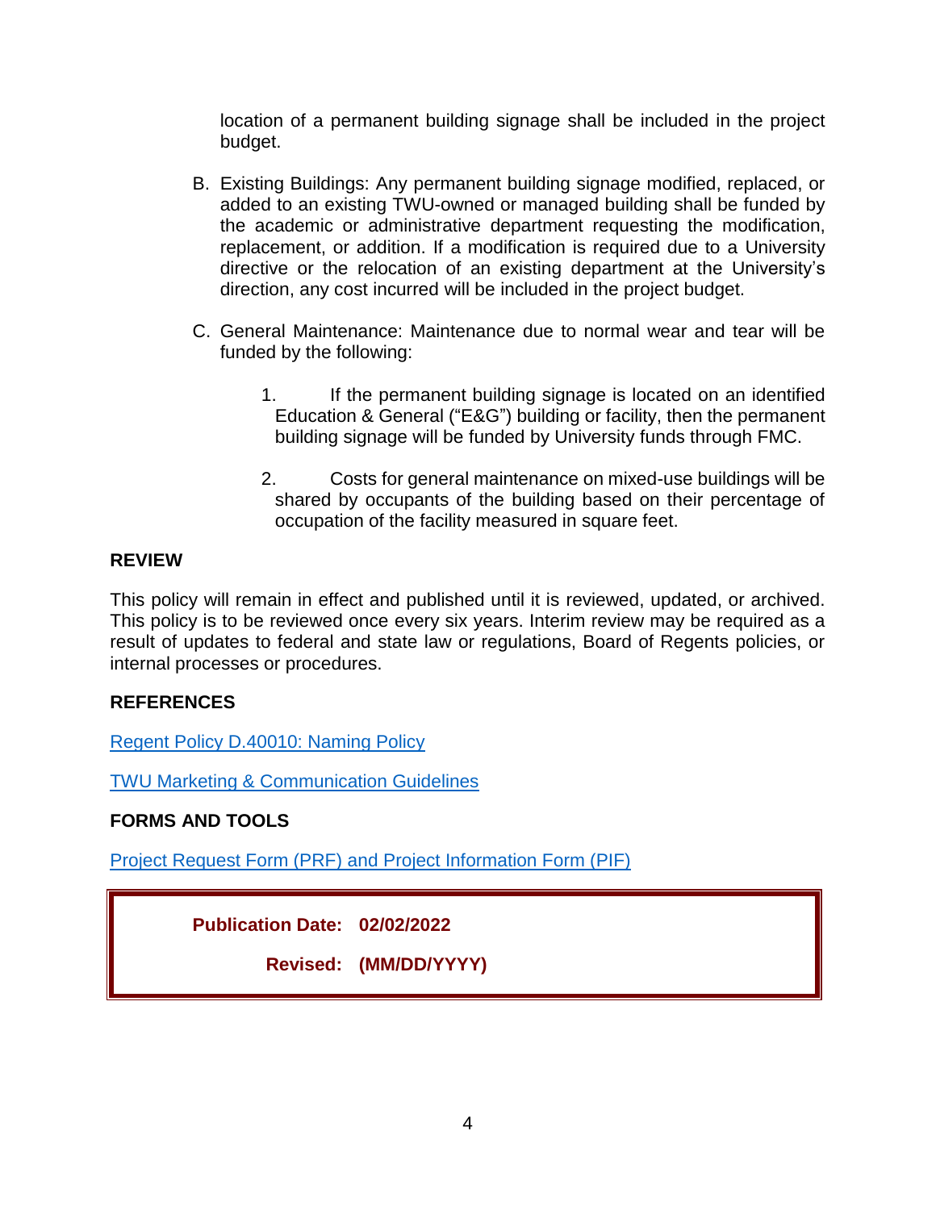location of a permanent building signage shall be included in the project budget.

B. Existing Buildings: Any permanent building signage modified, replaced, or added to an existing TWU-owned or managed building shall be funded by the academic or administrative department requesting the modification, replacement, or addition. If a modification is required due to a University directive or the relocation of an existing department at the University's direction, any cost incurred will be included in the project budget.

C. General Maintenance: Maintenance due to normal wear and tear will be funded by the following:

   1. If the permanent building signage is located on an identified Education & General ("E&G") building or facility, then the permanent building signage will be funded by University funds through FMC.

   2. Costs for general maintenance on mixed-use buildings will be shared by occupants of the building based on their percentage of occupation of the facility measured in square feet.

## REVIEW

This policy will remain in effect and published until it is reviewed, updated, or archived. This policy is to be reviewed once every six years. Interim review may be required as a result of updates to federal and state law or regulations, Board of Regents policies, or internal processes or procedures.

## REFERENCES

Regent Policy D.40010: Naming Policy

TWU Marketing & Communication Guidelines

## FORMS AND TOOLS

Project Request Form (PRF) and Project Information Form (PIF)

**Publication Date: 02/02/2022**

**Revised: (MM/DD/YYYY)**